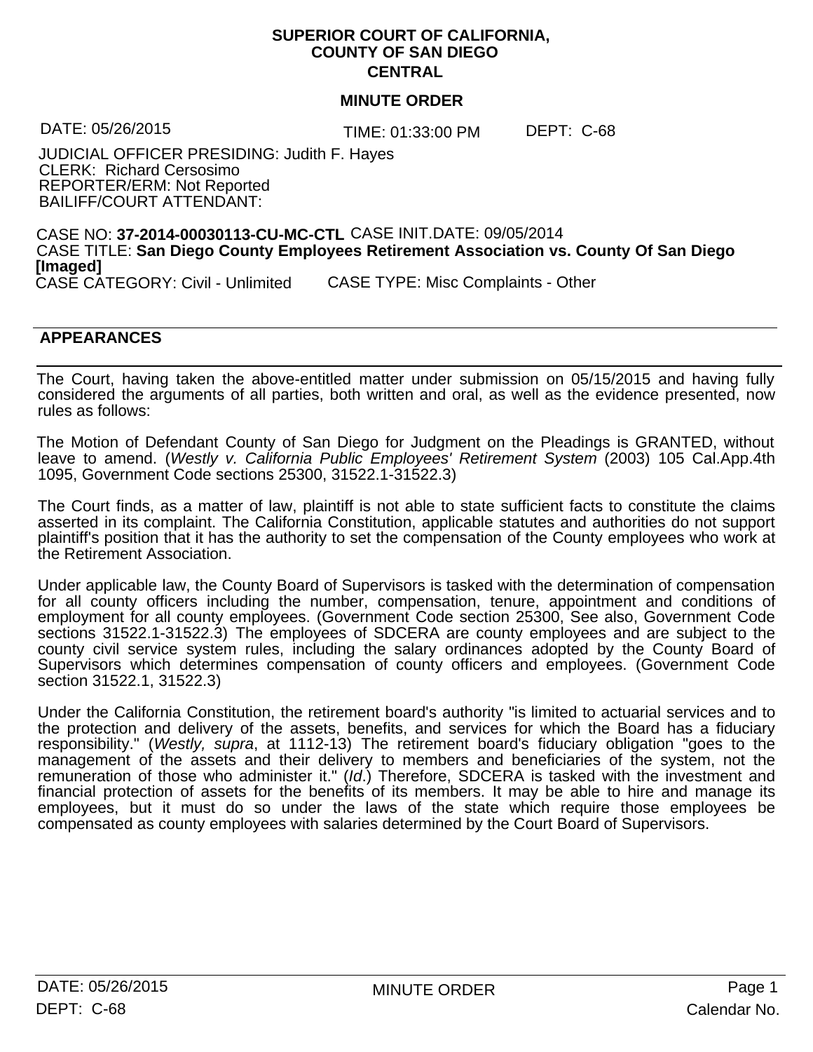**SUPERIOR COURT OF CALIFORNIA,**
**COUNTY OF SAN DIEGO**
**CENTRAL**

**MINUTE ORDER**

DATE: 05/26/2015 TIME: 01:33:00 PM DEPT: C-68

JUDICIAL OFFICER PRESIDING: Judith F. Hayes
CLERK: Richard Cersosimo
REPORTER/ERM: Not Reported
BAILIFF/COURT ATTENDANT:

CASE NO: **37-2014-00030113-CU-MC-CTL** CASE INIT.DATE: 09/05/2014
CASE TITLE: **San Diego County Employees Retirement Association vs. County Of San Diego [Imaged]**
CASE CATEGORY: Civil - Unlimited CASE TYPE: Misc Complaints - Other

**APPEARANCES**

The Court, having taken the above-entitled matter under submission on 05/15/2015 and having fully considered the arguments of all parties, both written and oral, as well as the evidence presented, now rules as follows:

The Motion of Defendant County of San Diego for Judgment on the Pleadings is GRANTED, without leave to amend. (*Westly v. California Public Employees' Retirement System* (2003) 105 Cal.App.4th 1095, Government Code sections 25300, 31522.1-31522.3)

The Court finds, as a matter of law, plaintiff is not able to state sufficient facts to constitute the claims asserted in its complaint. The California Constitution, applicable statutes and authorities do not support plaintiff's position that it has the authority to set the compensation of the County employees who work at the Retirement Association.

Under applicable law, the County Board of Supervisors is tasked with the determination of compensation for all county officers including the number, compensation, tenure, appointment and conditions of employment for all county employees. (Government Code section 25300, See also, Government Code sections 31522.1-31522.3) The employees of SDCERA are county employees and are subject to the county civil service system rules, including the salary ordinances adopted by the County Board of Supervisors which determines compensation of county officers and employees. (Government Code section 31522.1, 31522.3)

Under the California Constitution, the retirement board's authority "is limited to actuarial services and to the protection and delivery of the assets, benefits, and services for which the Board has a fiduciary responsibility." (*Westly, supra*, at 1112-13) The retirement board's fiduciary obligation "goes to the management of the assets and their delivery to members and beneficiaries of the system, not the remuneration of those who administer it." (*Id*.) Therefore, SDCERA is tasked with the investment and financial protection of assets for the benefits of its members. It may be able to hire and manage its employees, but it must do so under the laws of the state which require those employees be compensated as county employees with salaries determined by the Court Board of Supervisors.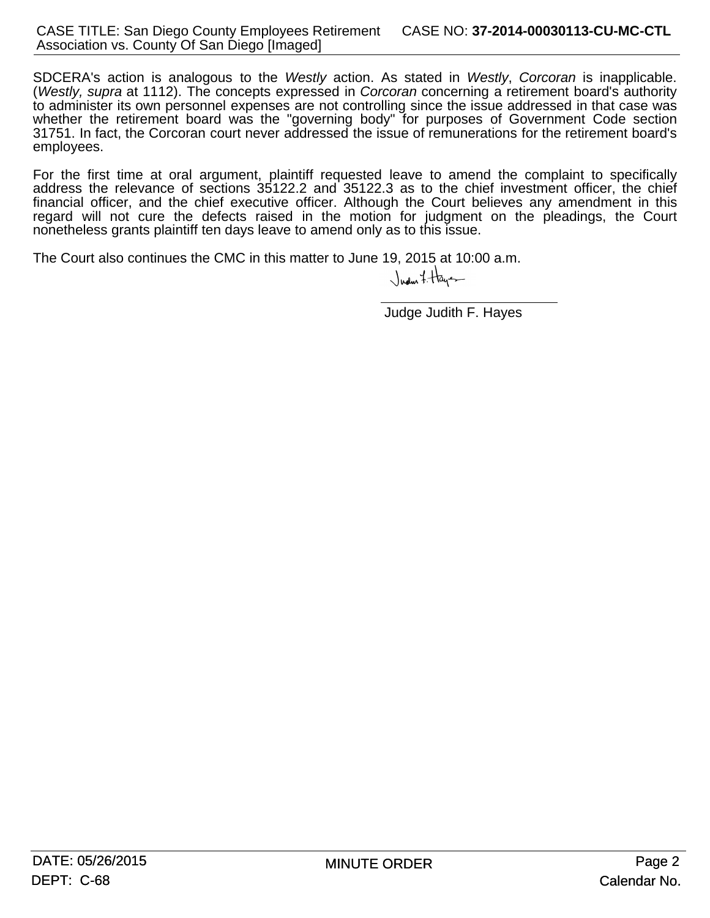SDCERA's action is analogous to the *Westly* action. As stated in *Westly*, *Corcoran* is inapplicable. (*Westly, supra* at 1112). The concepts expressed in *Corcoran* concerning a retirement board's authority to administer its own personnel expenses are not controlling since the issue addressed in that case was whether the retirement board was the "governing body" for purposes of Government Code section 31751. In fact, the Corcoran court never addressed the issue of remunerations for the retirement board's employees.

For the first time at oral argument, plaintiff requested leave to amend the complaint to specifically address the relevance of sections 35122.2 and 35122.3 as to the chief investment officer, the chief financial officer, and the chief executive officer. Although the Court believes any amendment in this regard will not cure the defects raised in the motion for judgment on the pleadings, the Court nonetheless grants plaintiff ten days leave to amend only as to this issue.

The Court also continues the CMC in this matter to June 19, 2015 at 10:00 a.m.

Judge Judith F. Hayes

DATE: 05/26/2015
DEPT: C-68

MINUTE ORDER

Calendar No.